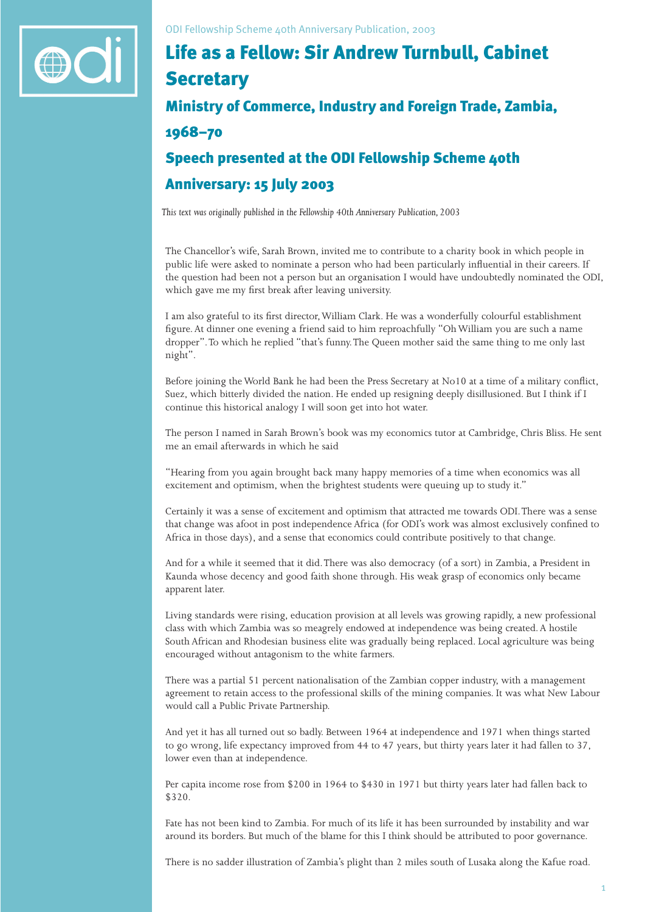ODI Fellowship Scheme 40th Anniversary Publication, 2003

# Life as a Fellow: Sir Andrew Turnbull, Cabinet Secretary

## Ministry of Commerce, Industry and Foreign Trade, Zambia, 1968–70

## Speech presented at the ODI Fellowship Scheme 40th Anniversary: 15 July 2003

*This text was originally published in the Fellowship 40th Anniversary Publication, 2003*

The Chancellor's wife, Sarah Brown, invited me to contribute to a charity book in which people in public life were asked to nominate a person who had been particularly influential in their careers. If the question had been not a person but an organisation I would have undoubtedly nominated the ODI, which gave me my first break after leaving university.

I am also grateful to its first director, William Clark. He was a wonderfully colourful establishment figure. At dinner one evening a friend said to him reproachfully "Oh William you are such a name dropper". To which he replied "that's funny. The Queen mother said the same thing to me only last night".

Before joining the World Bank he had been the Press Secretary at No10 at a time of a military conflict, Suez, which bitterly divided the nation. He ended up resigning deeply disillusioned. But I think if I continue this historical analogy I will soon get into hot water.

The person I named in Sarah Brown's book was my economics tutor at Cambridge, Chris Bliss. He sent me an email afterwards in which he said

"Hearing from you again brought back many happy memories of a time when economics was all excitement and optimism, when the brightest students were queuing up to study it."

Certainly it was a sense of excitement and optimism that attracted me towards ODI. There was a sense that change was afoot in post independence Africa (for ODI's work was almost exclusively confined to Africa in those days), and a sense that economics could contribute positively to that change.

And for a while it seemed that it did. There was also democracy (of a sort) in Zambia, a President in Kaunda whose decency and good faith shone through. His weak grasp of economics only became apparent later.

Living standards were rising, education provision at all levels was growing rapidly, a new professional class with which Zambia was so meagrely endowed at independence was being created. A hostile South African and Rhodesian business elite was gradually being replaced. Local agriculture was being encouraged without antagonism to the white farmers.

There was a partial 51 percent nationalisation of the Zambian copper industry, with a management agreement to retain access to the professional skills of the mining companies. It was what New Labour would call a Public Private Partnership.

And yet it has all turned out so badly. Between 1964 at independence and 1971 when things started to go wrong, life expectancy improved from 44 to 47 years, but thirty years later it had fallen to 37, lower even than at independence.

Per capita income rose from $200 in 1964 to $430 in 1971 but thirty years later had fallen back to $320.

Fate has not been kind to Zambia. For much of its life it has been surrounded by instability and war around its borders. But much of the blame for this I think should be attributed to poor governance.

There is no sadder illustration of Zambia's plight than 2 miles south of Lusaka along the Kafue road.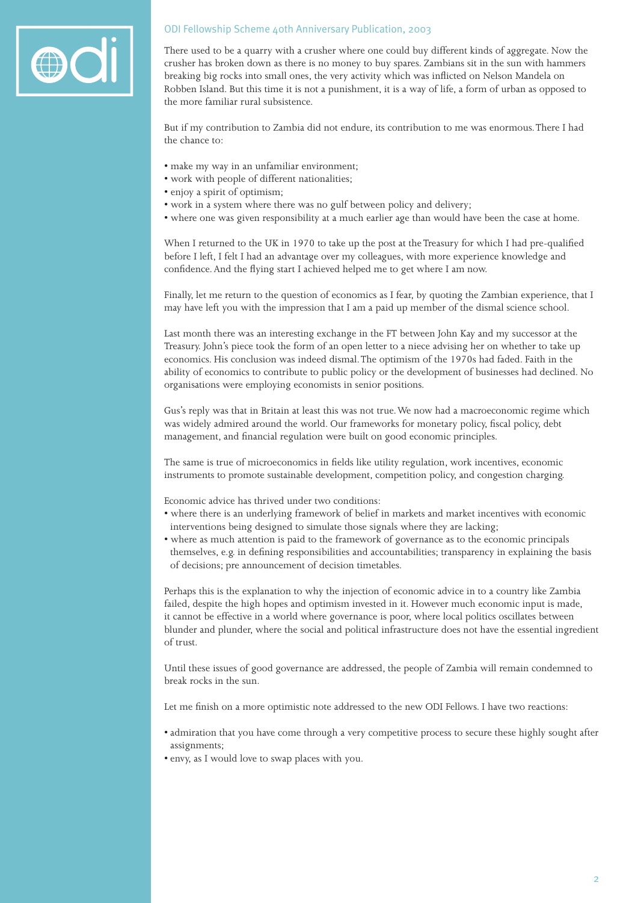There used to be a quarry with a crusher where one could buy different kinds of aggregate. Now the crusher has broken down as there is no money to buy spares. Zambians sit in the sun with hammers breaking big rocks into small ones, the very activity which was inflicted on Nelson Mandela on Robben Island. But this time it is not a punishment, it is a way of life, a form of urban as opposed to the more familiar rural subsistence.

But if my contribution to Zambia did not endure, its contribution to me was enormous. There I had the chance to:

- make my way in an unfamiliar environment;
- work with people of different nationalities;
- enjoy a spirit of optimism;
- work in a system where there was no gulf between policy and delivery;
- where one was given responsibility at a much earlier age than would have been the case at home.

When I returned to the UK in 1970 to take up the post at the Treasury for which I had pre-qualified before I left, I felt I had an advantage over my colleagues, with more experience knowledge and confidence. And the flying start I achieved helped me to get where I am now.

Finally, let me return to the question of economics as I fear, by quoting the Zambian experience, that I may have left you with the impression that I am a paid up member of the dismal science school.

Last month there was an interesting exchange in the FT between John Kay and my successor at the Treasury. John's piece took the form of an open letter to a niece advising her on whether to take up economics. His conclusion was indeed dismal. The optimism of the 1970s had faded. Faith in the ability of economics to contribute to public policy or the development of businesses had declined. No organisations were employing economists in senior positions.

Gus's reply was that in Britain at least this was not true. We now had a macroeconomic regime which was widely admired around the world. Our frameworks for monetary policy, fiscal policy, debt management, and financial regulation were built on good economic principles.

The same is true of microeconomics in fields like utility regulation, work incentives, economic instruments to promote sustainable development, competition policy, and congestion charging.

Economic advice has thrived under two conditions:

- where there is an underlying framework of belief in markets and market incentives with economic interventions being designed to simulate those signals where they are lacking;
- where as much attention is paid to the framework of governance as to the economic principals themselves, e.g. in defining responsibilities and accountabilities; transparency in explaining the basis of decisions; pre announcement of decision timetables.

Perhaps this is the explanation to why the injection of economic advice in to a country like Zambia failed, despite the high hopes and optimism invested in it. However much economic input is made, it cannot be effective in a world where governance is poor, where local politics oscillates between blunder and plunder, where the social and political infrastructure does not have the essential ingredient of trust.

Until these issues of good governance are addressed, the people of Zambia will remain condemned to break rocks in the sun.

Let me finish on a more optimistic note addressed to the new ODI Fellows. I have two reactions:

- admiration that you have come through a very competitive process to secure these highly sought after assignments;
- envy, as I would love to swap places with you.